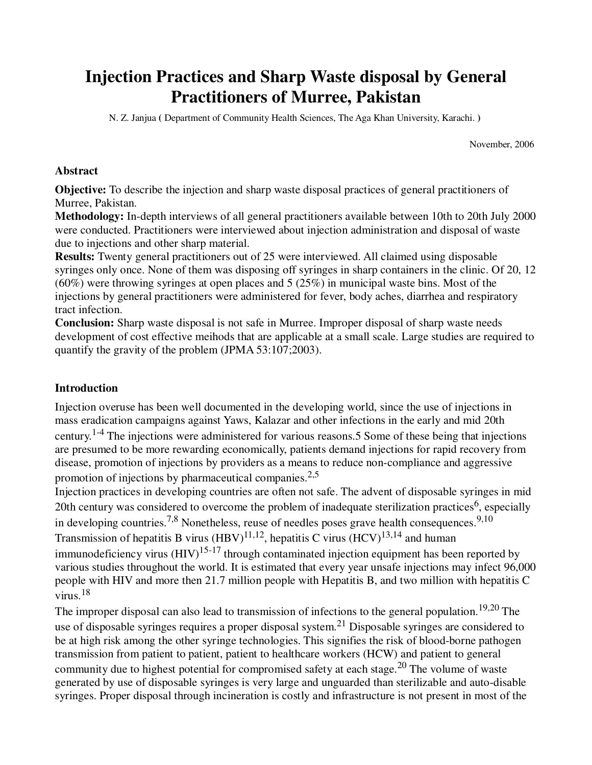# Injection Practices and Sharp Waste disposal by General Practitioners of Murree, Pakistan

N. Z. Janjua ( Department of Community Health Sciences, The Aga Khan University, Karachi. )

November, 2006

## Abstract

**Objective:** To describe the injection and sharp waste disposal practices of general practitioners of Murree, Pakistan.
**Methodology:** In-depth interviews of all general practitioners available between 10th to 20th July 2000 were conducted. Practitioners were interviewed about injection administration and disposal of waste due to injections and other sharp material.
**Results:** Twenty general practitioners out of 25 were interviewed. All claimed using disposable syringes only once. None of them was disposing off syringes in sharp containers in the clinic. Of 20, 12 (60%) were throwing syringes at open places and 5 (25%) in municipal waste bins. Most of the injections by general practitioners were administered for fever, body aches, diarrhea and respiratory tract infection.
**Conclusion:** Sharp waste disposal is not safe in Murree. Improper disposal of sharp waste needs development of cost effective meihods that are applicable at a small scale. Large studies are required to quantify the gravity of the problem (JPMA 53:107;2003).

## Introduction

Injection overuse has been well documented in the developing world, since the use of injections in mass eradication campaigns against Yaws, Kalazar and other infections in the early and mid 20th century.[1-4] The injections were administered for various reasons.5 Some of these being that injections are presumed to be more rewarding economically, patients demand injections for rapid recovery from disease, promotion of injections by providers as a means to reduce non-compliance and aggressive promotion of injections by pharmaceutical companies.[2,5]

Injection practices in developing countries are often not safe. The advent of disposable syringes in mid 20th century was considered to overcome the problem of inadequate sterilization practices[6], especially in developing countries.[7,8] Nonetheless, reuse of needles poses grave health consequences.[9,10] Transmission of hepatitis B virus (HBV)[11,12], hepatitis C virus (HCV)[13,14] and human immunodeficiency virus (HIV)[15-17] through contaminated injection equipment has been reported by various studies throughout the world. It is estimated that every year unsafe injections may infect 96,000 people with HIV and more then 21.7 million people with Hepatitis B, and two million with hepatitis C virus.[18]

The improper disposal can also lead to transmission of infections to the general population.[19,20] The use of disposable syringes requires a proper disposal system.[21] Disposable syringes are considered to be at high risk among the other syringe technologies. This signifies the risk of blood-borne pathogen transmission from patient to patient, patient to healthcare workers (HCW) and patient to general community due to highest potential for compromised safety at each stage.[20] The volume of waste generated by use of disposable syringes is very large and unguarded than sterilizable and auto-disable syringes. Proper disposal through incineration is costly and infrastructure is not present in most of the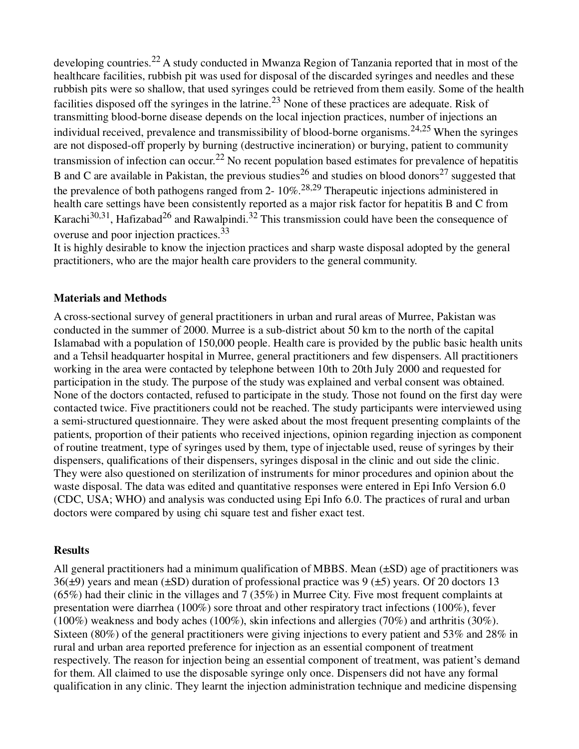developing countries.[22] A study conducted in Mwanza Region of Tanzania reported that in most of the healthcare facilities, rubbish pit was used for disposal of the discarded syringes and needles and these rubbish pits were so shallow, that used syringes could be retrieved from them easily. Some of the health facilities disposed off the syringes in the latrine.[23] None of these practices are adequate. Risk of transmitting blood-borne disease depends on the local injection practices, number of injections an individual received, prevalence and transmissibility of blood-borne organisms.[24,25] When the syringes are not disposed-off properly by burning (destructive incineration) or burying, patient to community transmission of infection can occur.[22] No recent population based estimates for prevalence of hepatitis B and C are available in Pakistan, the previous studies[26] and studies on blood donors[27] suggested that the prevalence of both pathogens ranged from 2- 10%.[28,29] Therapeutic injections administered in health care settings have been consistently reported as a major risk factor for hepatitis B and C from Karachi[30,31], Hafizabad[26] and Rawalpindi.[32] This transmission could have been the consequence of overuse and poor injection practices.[33]

It is highly desirable to know the injection practices and sharp waste disposal adopted by the general practitioners, who are the major health care providers to the general community.

## Materials and Methods

A cross-sectional survey of general practitioners in urban and rural areas of Murree, Pakistan was conducted in the summer of 2000. Murree is a sub-district about 50 km to the north of the capital Islamabad with a population of 150,000 people. Health care is provided by the public basic health units and a Tehsil headquarter hospital in Murree, general practitioners and few dispensers. All practitioners working in the area were contacted by telephone between 10th to 20th July 2000 and requested for participation in the study. The purpose of the study was explained and verbal consent was obtained. None of the doctors contacted, refused to participate in the study. Those not found on the first day were contacted twice. Five practitioners could not be reached. The study participants were interviewed using a semi-structured questionnaire. They were asked about the most frequent presenting complaints of the patients, proportion of their patients who received injections, opinion regarding injection as component of routine treatment, type of syringes used by them, type of injectable used, reuse of syringes by their dispensers, qualifications of their dispensers, syringes disposal in the clinic and out side the clinic. They were also questioned on sterilization of instruments for minor procedures and opinion about the waste disposal. The data was edited and quantitative responses were entered in Epi Info Version 6.0 (CDC, USA; WHO) and analysis was conducted using Epi Info 6.0. The practices of rural and urban doctors were compared by using chi square test and fisher exact test.

## Results

All general practitioners had a minimum qualification of MBBS. Mean (±SD) age of practitioners was 36(±9) years and mean (±SD) duration of professional practice was 9 (±5) years. Of 20 doctors 13 (65%) had their clinic in the villages and 7 (35%) in Murree City. Five most frequent complaints at presentation were diarrhea (100%) sore throat and other respiratory tract infections (100%), fever (100%) weakness and body aches (100%), skin infections and allergies (70%) and arthritis (30%). Sixteen (80%) of the general practitioners were giving injections to every patient and 53% and 28% in rural and urban area reported preference for injection as an essential component of treatment respectively. The reason for injection being an essential component of treatment, was patient's demand for them. All claimed to use the disposable syringe only once. Dispensers did not have any formal qualification in any clinic. They learnt the injection administration technique and medicine dispensing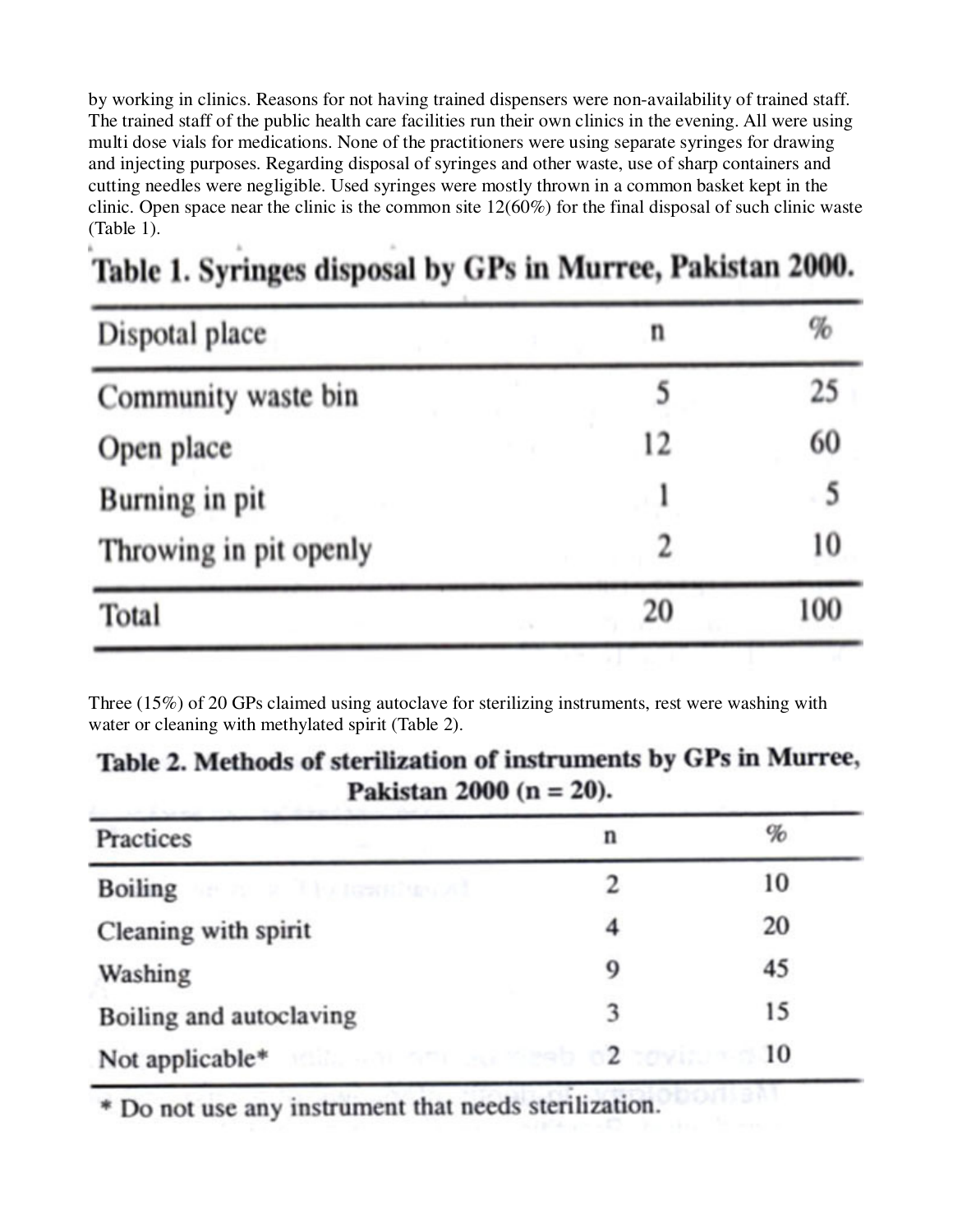by working in clinics. Reasons for not having trained dispensers were non-availability of trained staff. The trained staff of the public health care facilities run their own clinics in the evening. All were using multi dose vials for medications. None of the practitioners were using separate syringes for drawing and injecting purposes. Regarding disposal of syringes and other waste, use of sharp containers and cutting needles were negligible. Used syringes were mostly thrown in a common basket kept in the clinic. Open space near the clinic is the common site 12(60%) for the final disposal of such clinic waste (Table 1).

**Table 1. Syringes disposal by GPs in Murree, Pakistan 2000.**

| Dispotal place | n | % |
|---|---|---|
| Community waste bin | 5 | 25 |
| Open place | 12 | 60 |
| Burning in pit | 1 | 5 |
| Throwing in pit openly | 2 | 10 |
| Total | 20 | 100 |

Three (15%) of 20 GPs claimed using autoclave for sterilizing instruments, rest were washing with water or cleaning with methylated spirit (Table 2).

**Table 2. Methods of sterilization of instruments by GPs in Murree, Pakistan 2000 (n = 20).**

| Practices | n | % |
|---|---|---|
| Boiling | 2 | 10 |
| Cleaning with spirit | 4 | 20 |
| Washing | 9 | 45 |
| Boiling and autoclaving | 3 | 15 |
| Not applicable* | 2 | 10 |

* Do not use any instrument that needs sterilization.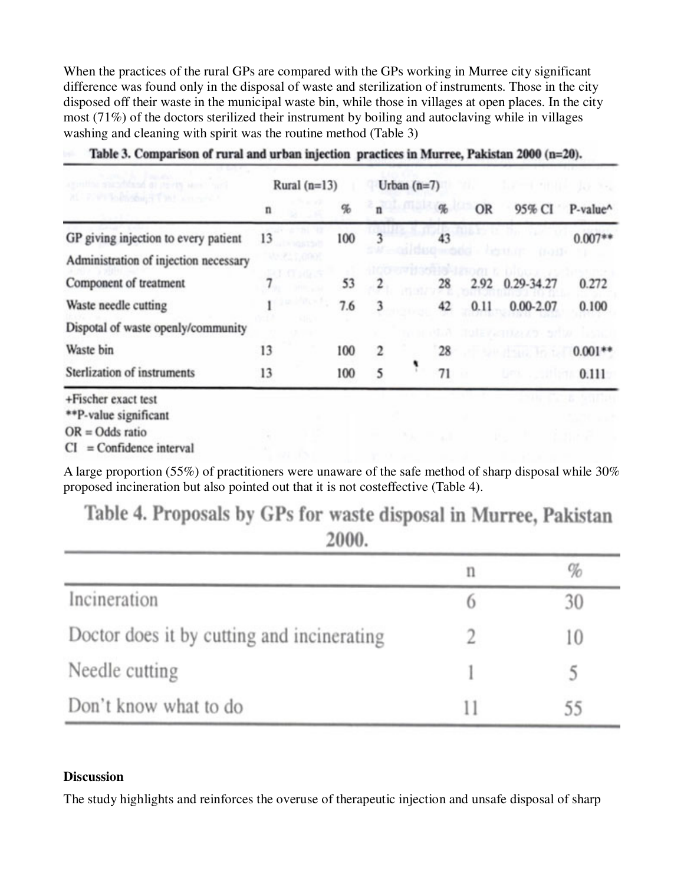When the practices of the rural GPs are compared with the GPs working in Murree city significant difference was found only in the disposal of waste and sterilization of instruments. Those in the city disposed off their waste in the municipal waste bin, while those in villages at open places. In the city most (71%) of the doctors sterilized their instrument by boiling and autoclaving while in villages washing and cleaning with spirit was the routine method (Table 3)

**Table 3. Comparison of rural and urban injection practices in Murree, Pakistan 2000 (n=20).**

| | Rural (n=13) | | Urban (n=7) | | | | |
|---|---|---|---|---|---|---|---|
| | n | % | n | % | OR | 95% CI | P-value^ |
| GP giving injection to every patient | 13 | 100 | 3 | 43 | | | 0.007** |
| Administration of injection necessary | | | | | | | |
| Component of treatment | 7 | 53 | 2 | 28 | 2.92 | 0.29-34.27 | 0.272 |
| Waste needle cutting | 1 | 7.6 | 3 | 42 | 0.11 | 0.00-2.07 | 0.100 |
| Dispotal of waste openly/community | | | | | | | |
| Waste bin | 13 | 100 | 2 | 28 | | | 0.001** |
| Sterlization of instruments | 13 | 100 | 5 | 71 | | | 0.111 |

+Fischer exact test
**P-value significant
OR = Odds ratio
CI = Confidence interval

A large proportion (55%) of practitioners were unaware of the safe method of sharp disposal while 30% proposed incineration but also pointed out that it is not costeffective (Table 4).

**Table 4. Proposals by GPs for waste disposal in Murree, Pakistan 2000.**

| | n | % |
|---|---|---|
| Incineration | 6 | 30 |
| Doctor does it by cutting and incinerating | 2 | 10 |
| Needle cutting | 1 | 5 |
| Don't know what to do | 11 | 55 |

**Discussion**

The study highlights and reinforces the overuse of therapeutic injection and unsafe disposal of sharp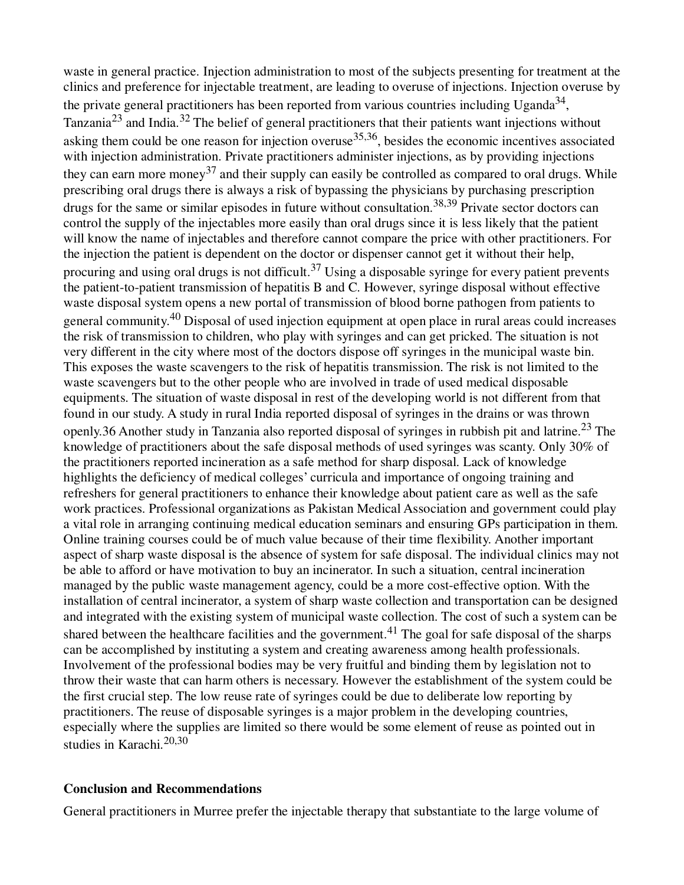waste in general practice. Injection administration to most of the subjects presenting for treatment at the clinics and preference for injectable treatment, are leading to overuse of injections. Injection overuse by the private general practitioners has been reported from various countries including Uganda[34], Tanzania[23] and India.[32] The belief of general practitioners that their patients want injections without asking them could be one reason for injection overuse[35,36], besides the economic incentives associated with injection administration. Private practitioners administer injections, as by providing injections they can earn more money[37] and their supply can easily be controlled as compared to oral drugs. While prescribing oral drugs there is always a risk of bypassing the physicians by purchasing prescription drugs for the same or similar episodes in future without consultation.[38,39] Private sector doctors can control the supply of the injectables more easily than oral drugs since it is less likely that the patient will know the name of injectables and therefore cannot compare the price with other practitioners. For the injection the patient is dependent on the doctor or dispenser cannot get it without their help, procuring and using oral drugs is not difficult.[37] Using a disposable syringe for every patient prevents the patient-to-patient transmission of hepatitis B and C. However, syringe disposal without effective waste disposal system opens a new portal of transmission of blood borne pathogen from patients to general community.[40] Disposal of used injection equipment at open place in rural areas could increases the risk of transmission to children, who play with syringes and can get pricked. The situation is not very different in the city where most of the doctors dispose off syringes in the municipal waste bin. This exposes the waste scavengers to the risk of hepatitis transmission. The risk is not limited to the waste scavengers but to the other people who are involved in trade of used medical disposable equipments. The situation of waste disposal in rest of the developing world is not different from that found in our study. A study in rural India reported disposal of syringes in the drains or was thrown openly.36 Another study in Tanzania also reported disposal of syringes in rubbish pit and latrine.[23] The knowledge of practitioners about the safe disposal methods of used syringes was scanty. Only 30% of the practitioners reported incineration as a safe method for sharp disposal. Lack of knowledge highlights the deficiency of medical colleges' curricula and importance of ongoing training and refreshers for general practitioners to enhance their knowledge about patient care as well as the safe work practices. Professional organizations as Pakistan Medical Association and government could play a vital role in arranging continuing medical education seminars and ensuring GPs participation in them. Online training courses could be of much value because of their time flexibility. Another important aspect of sharp waste disposal is the absence of system for safe disposal. The individual clinics may not be able to afford or have motivation to buy an incinerator. In such a situation, central incineration managed by the public waste management agency, could be a more cost-effective option. With the installation of central incinerator, a system of sharp waste collection and transportation can be designed and integrated with the existing system of municipal waste collection. The cost of such a system can be shared between the healthcare facilities and the government.[41] The goal for safe disposal of the sharps can be accomplished by instituting a system and creating awareness among health professionals. Involvement of the professional bodies may be very fruitful and binding them by legislation not to throw their waste that can harm others is necessary. However the establishment of the system could be the first crucial step. The low reuse rate of syringes could be due to deliberate low reporting by practitioners. The reuse of disposable syringes is a major problem in the developing countries, especially where the supplies are limited so there would be some element of reuse as pointed out in studies in Karachi.[20,30]

## Conclusion and Recommendations

General practitioners in Murree prefer the injectable therapy that substantiate to the large volume of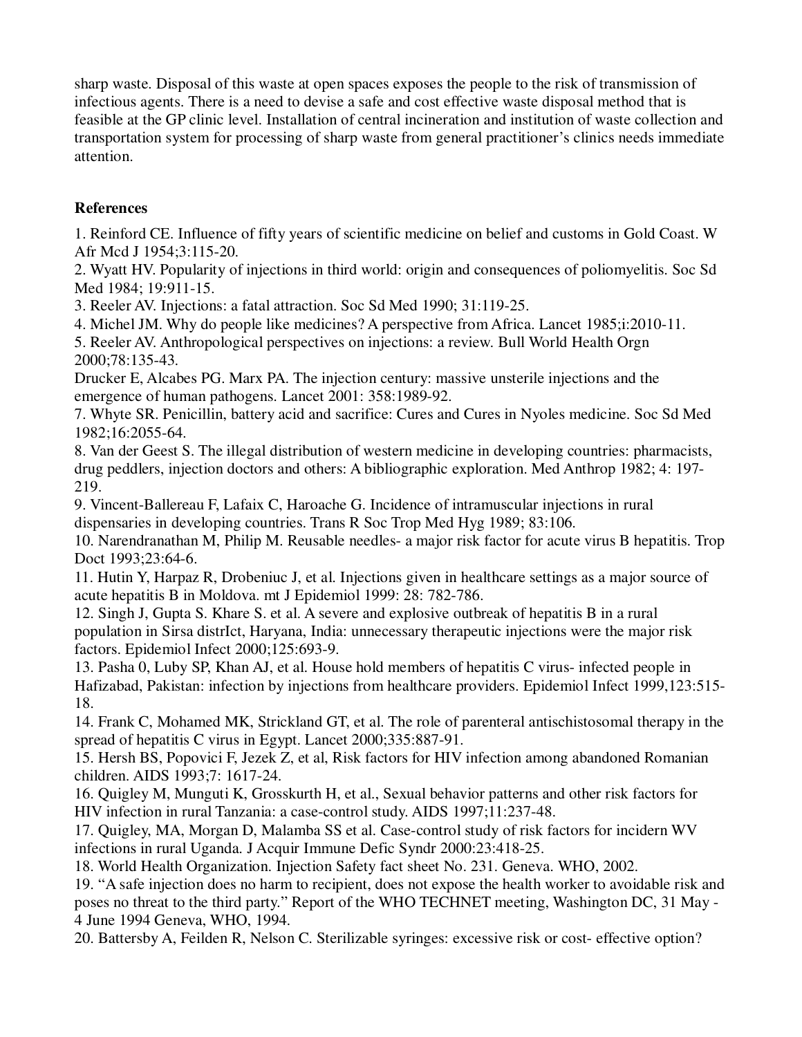sharp waste. Disposal of this waste at open spaces exposes the people to the risk of transmission of infectious agents. There is a need to devise a safe and cost effective waste disposal method that is feasible at the GP clinic level. Installation of central incineration and institution of waste collection and transportation system for processing of sharp waste from general practitioner's clinics needs immediate attention.

**References**

1. Reinford CE. Influence of fifty years of scientific medicine on belief and customs in Gold Coast. W Afr Mcd J 1954;3:115-20.
2. Wyatt HV. Popularity of injections in third world: origin and consequences of poliomyelitis. Soc Sd Med 1984; 19:911-15.
3. Reeler AV. Injections: a fatal attraction. Soc Sd Med 1990; 31:119-25.
4. Michel JM. Why do people like medicines? A perspective from Africa. Lancet 1985;i:2010-11.
5. Reeler AV. Anthropological perspectives on injections: a review. Bull World Health Orgn 2000;78:135-43.

Drucker E, Alcabes PG. Marx PA. The injection century: massive unsterile injections and the emergence of human pathogens. Lancet 2001: 358:1989-92.

7. Whyte SR. Penicillin, battery acid and sacrifice: Cures and Cures in Nyoles medicine. Soc Sd Med 1982;16:2055-64.
8. Van der Geest S. The illegal distribution of western medicine in developing countries: pharmacists, drug peddlers, injection doctors and others: A bibliographic exploration. Med Anthrop 1982; 4: 197-219.
9. Vincent-Ballereau F, Lafaix C, Haroache G. Incidence of intramuscular injections in rural dispensaries in developing countries. Trans R Soc Trop Med Hyg 1989; 83:106.
10. Narendranathan M, Philip M. Reusable needles- a major risk factor for acute virus B hepatitis. Trop Doct 1993;23:64-6.
11. Hutin Y, Harpaz R, Drobeniuc J, et al. Injections given in healthcare settings as a major source of acute hepatitis B in Moldova. mt J Epidemiol 1999: 28: 782-786.
12. Singh J, Gupta S. Khare S. et al. A severe and explosive outbreak of hepatitis B in a rural population in Sirsa distrIct, Haryana, India: unnecessary therapeutic injections were the major risk factors. Epidemiol Infect 2000;125:693-9.
13. Pasha 0, Luby SP, Khan AJ, et al. House hold members of hepatitis C virus- infected people in Hafizabad, Pakistan: infection by injections from healthcare providers. Epidemiol Infect 1999,123:515-18.
14. Frank C, Mohamed MK, Strickland GT, et al. The role of parenteral antischistosomal therapy in the spread of hepatitis C virus in Egypt. Lancet 2000;335:887-91.
15. Hersh BS, Popovici F, Jezek Z, et al, Risk factors for HIV infection among abandoned Romanian children. AIDS 1993;7: 1617-24.
16. Quigley M, Munguti K, Grosskurth H, et al., Sexual behavior patterns and other risk factors for HIV infection in rural Tanzania: a case-control study. AIDS 1997;11:237-48.
17. Quigley, MA, Morgan D, Malamba SS et al. Case-control study of risk factors for incidern WV infections in rural Uganda. J Acquir Immune Defic Syndr 2000:23:418-25.
18. World Health Organization. Injection Safety fact sheet No. 231. Geneva. WHO, 2002.
19. "A safe injection does no harm to recipient, does not expose the health worker to avoidable risk and poses no threat to the third party." Report of the WHO TECHNET meeting, Washington DC, 31 May - 4 June 1994 Geneva, WHO, 1994.
20. Battersby A, Feilden R, Nelson C. Sterilizable syringes: excessive risk or cost- effective option?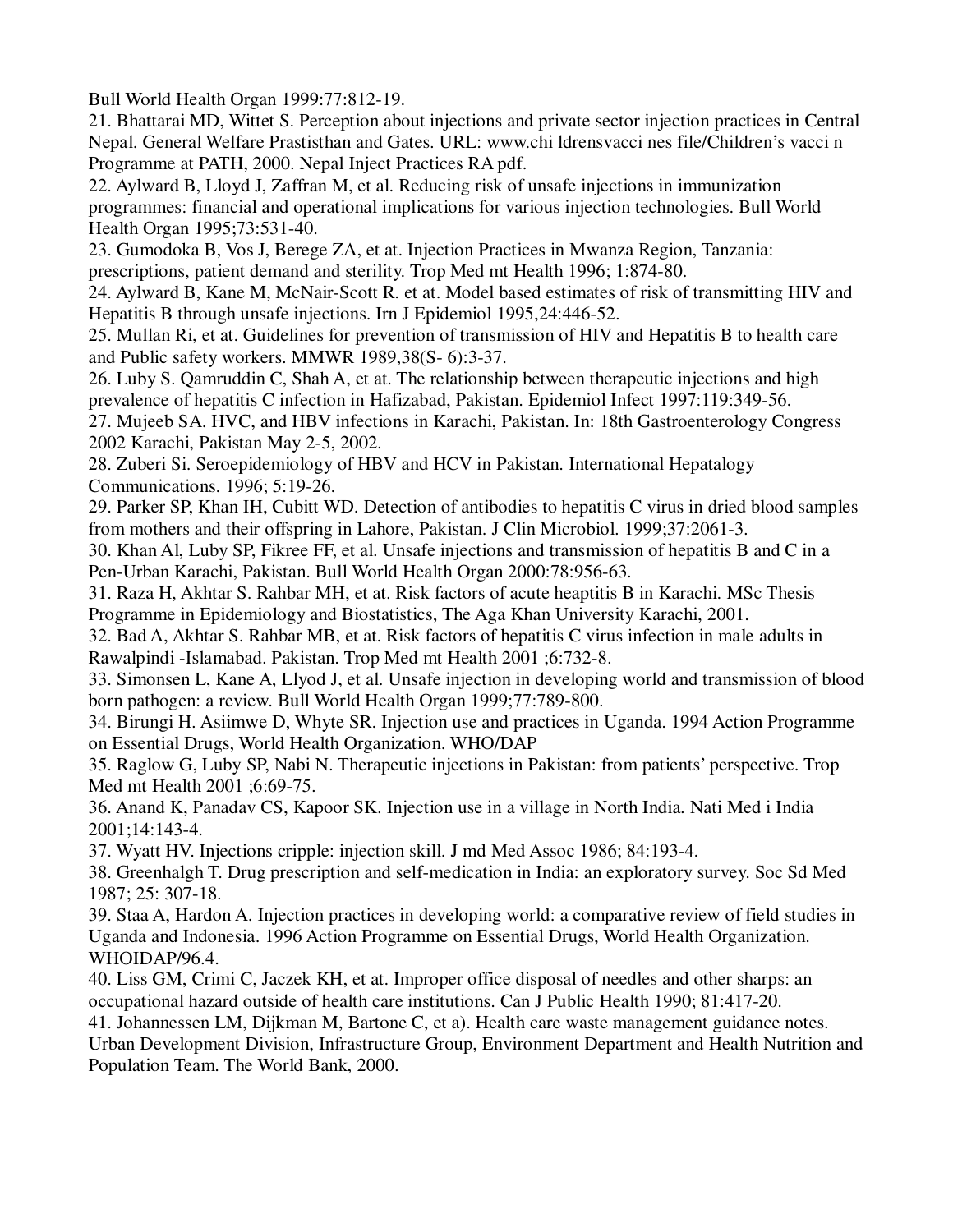Bull World Health Organ 1999:77:812-19.

21. Bhattarai MD, Wittet S. Perception about injections and private sector injection practices in Central Nepal. General Welfare Prastisthan and Gates. URL: www.chi ldrensvacci nes file/Children's vacci n Programme at PATH, 2000. Nepal Inject Practices RA pdf.

22. Aylward B, Lloyd J, Zaffran M, et al. Reducing risk of unsafe injections in immunization programmes: financial and operational implications for various injection technologies. Bull World Health Organ 1995;73:531-40.

23. Gumodoka B, Vos J, Berege ZA, et at. Injection Practices in Mwanza Region, Tanzania: prescriptions, patient demand and sterility. Trop Med mt Health 1996; 1:874-80.

24. Aylward B, Kane M, McNair-Scott R. et at. Model based estimates of risk of transmitting HIV and Hepatitis B through unsafe injections. Irn J Epidemiol 1995,24:446-52.

25. Mullan Ri, et at. Guidelines for prevention of transmission of HIV and Hepatitis B to health care and Public safety workers. MMWR 1989,38(S- 6):3-37.

26. Luby S. Qamruddin C, Shah A, et at. The relationship between therapeutic injections and high prevalence of hepatitis C infection in Hafizabad, Pakistan. Epidemiol Infect 1997:119:349-56.

27. Mujeeb SA. HVC, and HBV infections in Karachi, Pakistan. In: 18th Gastroenterology Congress 2002 Karachi, Pakistan May 2-5, 2002.

28. Zuberi Si. Seroepidemiology of HBV and HCV in Pakistan. International Hepatalogy Communications. 1996; 5:19-26.

29. Parker SP, Khan IH, Cubitt WD. Detection of antibodies to hepatitis C virus in dried blood samples from mothers and their offspring in Lahore, Pakistan. J Clin Microbiol. 1999;37:2061-3.

30. Khan Al, Luby SP, Fikree FF, et al. Unsafe injections and transmission of hepatitis B and C in a Pen-Urban Karachi, Pakistan. Bull World Health Organ 2000:78:956-63.

31. Raza H, Akhtar S. Rahbar MH, et at. Risk factors of acute heaptitis B in Karachi. MSc Thesis Programme in Epidemiology and Biostatistics, The Aga Khan University Karachi, 2001.

32. Bad A, Akhtar S. Rahbar MB, et at. Risk factors of hepatitis C virus infection in male adults in Rawalpindi -Islamabad. Pakistan. Trop Med mt Health 2001 ;6:732-8.

33. Simonsen L, Kane A, Llyod J, et al. Unsafe injection in developing world and transmission of blood born pathogen: a review. Bull World Health Organ 1999;77:789-800.

34. Birungi H. Asiimwe D, Whyte SR. Injection use and practices in Uganda. 1994 Action Programme on Essential Drugs, World Health Organization. WHO/DAP

35. Raglow G, Luby SP, Nabi N. Therapeutic injections in Pakistan: from patients' perspective. Trop Med mt Health 2001 ;6:69-75.

36. Anand K, Panadav CS, Kapoor SK. Injection use in a village in North India. Nati Med i India 2001;14:143-4.

37. Wyatt HV. Injections cripple: injection skill. J md Med Assoc 1986; 84:193-4.

38. Greenhalgh T. Drug prescription and self-medication in India: an exploratory survey. Soc Sd Med 1987; 25: 307-18.

39. Staa A, Hardon A. Injection practices in developing world: a comparative review of field studies in Uganda and Indonesia. 1996 Action Programme on Essential Drugs, World Health Organization. WHOIDAP/96.4.

40. Liss GM, Crimi C, Jaczek KH, et at. Improper office disposal of needles and other sharps: an occupational hazard outside of health care institutions. Can J Public Health 1990; 81:417-20.

41. Johannessen LM, Dijkman M, Bartone C, et a). Health care waste management guidance notes. Urban Development Division, Infrastructure Group, Environment Department and Health Nutrition and Population Team. The World Bank, 2000.